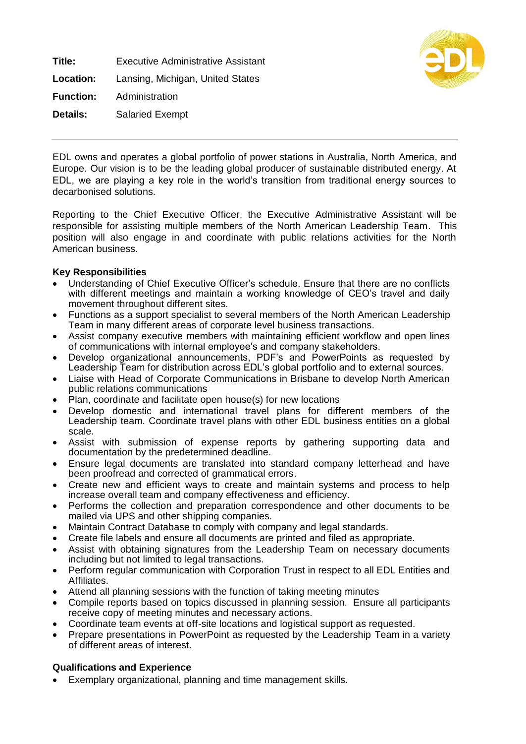**Title:** Executive Administrative Assistant

**Location:** Lansing, Michigan, United States

**Function:** Administration

**Details:** Salaried Exempt

---

EDL owns and operates a global portfolio of power stations in Australia, North America, and Europe. Our vision is to be the leading global producer of sustainable distributed energy. At EDL, we are playing a key role in the world's transition from traditional energy sources to decarbonised solutions.

Reporting to the Chief Executive Officer, the Executive Administrative Assistant will be responsible for assisting multiple members of the North American Leadership Team. This position will also engage in and coordinate with public relations activities for the North American business.

**Key Responsibilities**

- Understanding of Chief Executive Officer's schedule. Ensure that there are no conflicts with different meetings and maintain a working knowledge of CEO's travel and daily movement throughout different sites.
- Functions as a support specialist to several members of the North American Leadership Team in many different areas of corporate level business transactions.
- Assist company executive members with maintaining efficient workflow and open lines of communications with internal employee's and company stakeholders.
- Develop organizational announcements, PDF's and PowerPoints as requested by Leadership Team for distribution across EDL's global portfolio and to external sources.
- Liaise with Head of Corporate Communications in Brisbane to develop North American public relations communications
- Plan, coordinate and facilitate open house(s) for new locations
- Develop domestic and international travel plans for different members of the Leadership team. Coordinate travel plans with other EDL business entities on a global scale.
- Assist with submission of expense reports by gathering supporting data and documentation by the predetermined deadline.
- Ensure legal documents are translated into standard company letterhead and have been proofread and corrected of grammatical errors.
- Create new and efficient ways to create and maintain systems and process to help increase overall team and company effectiveness and efficiency.
- Performs the collection and preparation correspondence and other documents to be mailed via UPS and other shipping companies.
- Maintain Contract Database to comply with company and legal standards.
- Create file labels and ensure all documents are printed and filed as appropriate.
- Assist with obtaining signatures from the Leadership Team on necessary documents including but not limited to legal transactions.
- Perform regular communication with Corporation Trust in respect to all EDL Entities and Affiliates.
- Attend all planning sessions with the function of taking meeting minutes
- Compile reports based on topics discussed in planning session. Ensure all participants receive copy of meeting minutes and necessary actions.
- Coordinate team events at off-site locations and logistical support as requested.
- Prepare presentations in PowerPoint as requested by the Leadership Team in a variety of different areas of interest.

**Qualifications and Experience**

- Exemplary organizational, planning and time management skills.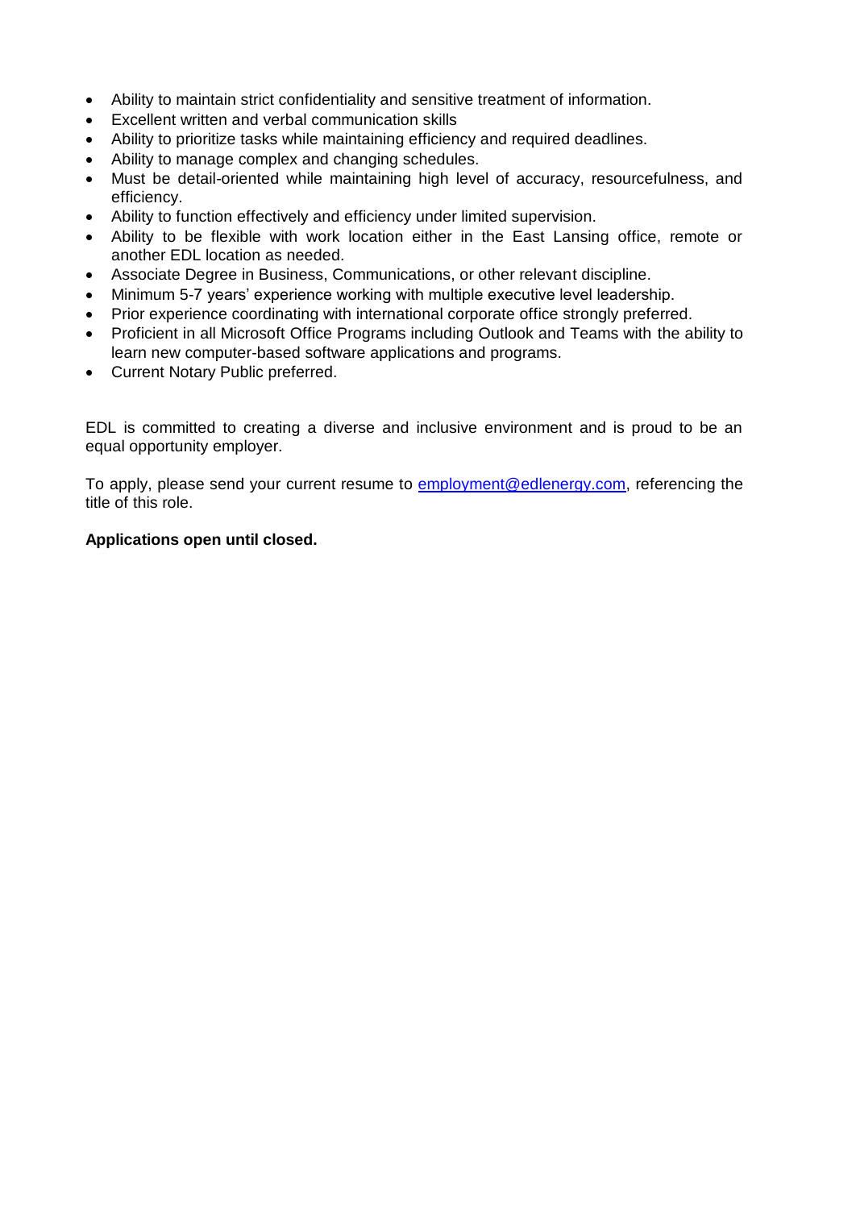- Ability to maintain strict confidentiality and sensitive treatment of information.
- Excellent written and verbal communication skills
- Ability to prioritize tasks while maintaining efficiency and required deadlines.
- Ability to manage complex and changing schedules.
- Must be detail-oriented while maintaining high level of accuracy, resourcefulness, and efficiency.
- Ability to function effectively and efficiency under limited supervision.
- Ability to be flexible with work location either in the East Lansing office, remote or another EDL location as needed.
- Associate Degree in Business, Communications, or other relevant discipline.
- Minimum 5-7 years' experience working with multiple executive level leadership.
- Prior experience coordinating with international corporate office strongly preferred.
- Proficient in all Microsoft Office Programs including Outlook and Teams with the ability to learn new computer-based software applications and programs.
- Current Notary Public preferred.

EDL is committed to creating a diverse and inclusive environment and is proud to be an equal opportunity employer.

To apply, please send your current resume to [employment@edlenergy.com](mailto:employment@edlenergy.com), referencing the title of this role.

**Applications open until closed.**